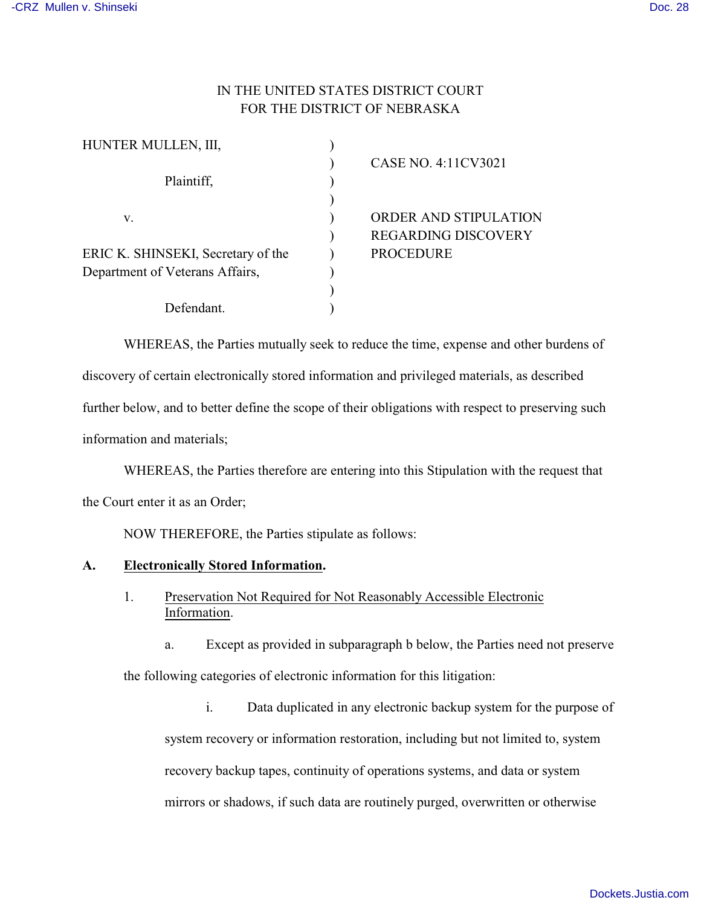IN THE UNITED STATES DISTRICT COURT
FOR THE DISTRICT OF NEBRASKA

| | | |
|---|---|---|
| HUNTER MULLEN, III, | ) | |
| | ) | CASE NO. 4:11CV3021 |
| Plaintiff, | ) | |
| | ) | |
| v. | ) | ORDER AND STIPULATION |
| | ) | REGARDING DISCOVERY |
| ERIC K. SHINSEKI, Secretary of the | ) | PROCEDURE |
| Department of Veterans Affairs, | ) | |
| | ) | |
| Defendant. | ) | |

WHEREAS, the Parties mutually seek to reduce the time, expense and other burdens of discovery of certain electronically stored information and privileged materials, as described further below, and to better define the scope of their obligations with respect to preserving such information and materials;

WHEREAS, the Parties therefore are entering into this Stipulation with the request that the Court enter it as an Order;

NOW THEREFORE, the Parties stipulate as follows:

**A. Electronically Stored Information.**

1. Preservation Not Required for Not Reasonably Accessible Electronic Information.

a. Except as provided in subparagraph b below, the Parties need not preserve the following categories of electronic information for this litigation:

i. Data duplicated in any electronic backup system for the purpose of system recovery or information restoration, including but not limited to, system recovery backup tapes, continuity of operations systems, and data or system mirrors or shadows, if such data are routinely purged, overwritten or otherwise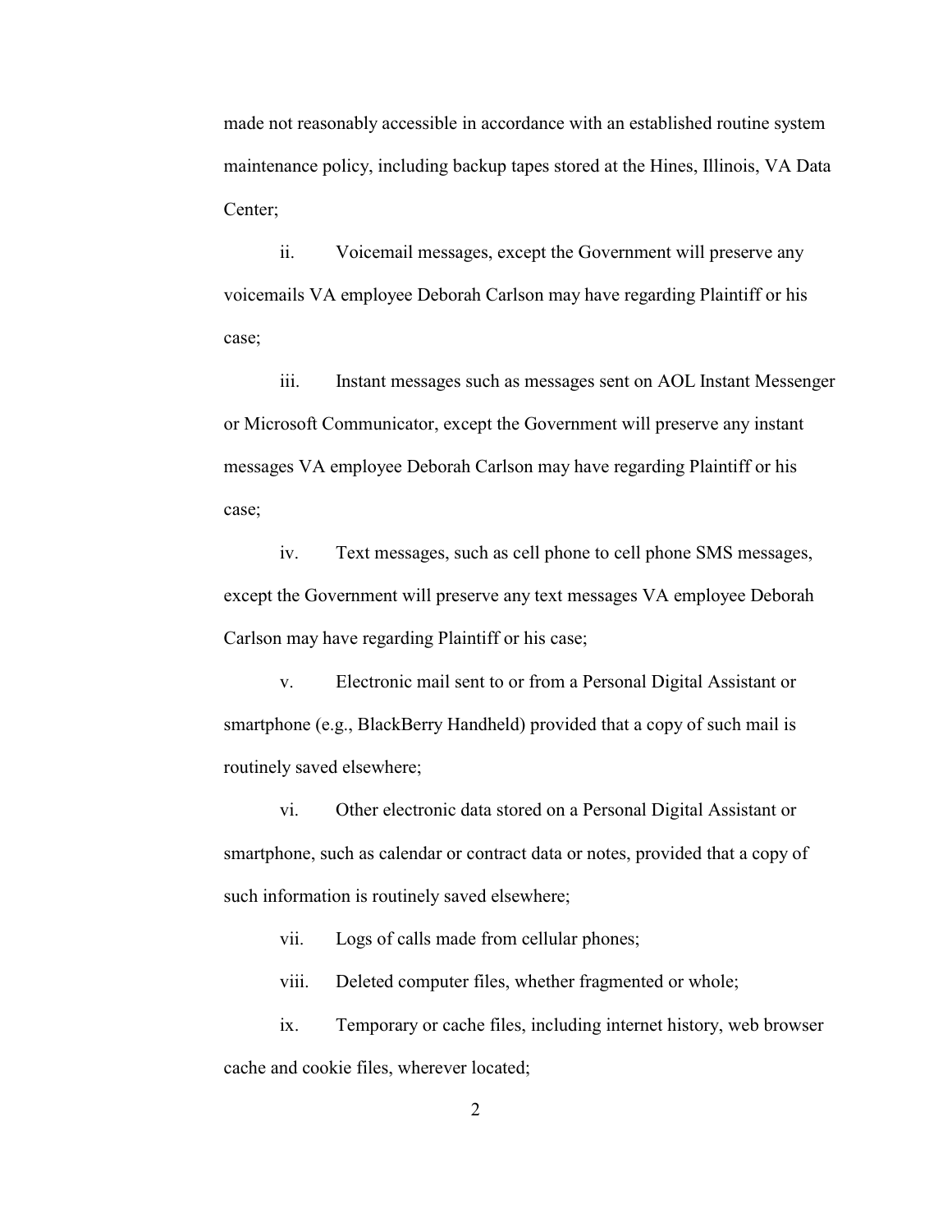made not reasonably accessible in accordance with an established routine system maintenance policy, including backup tapes stored at the Hines, Illinois, VA Data Center;

ii. Voicemail messages, except the Government will preserve any voicemails VA employee Deborah Carlson may have regarding Plaintiff or his case;

iii. Instant messages such as messages sent on AOL Instant Messenger or Microsoft Communicator, except the Government will preserve any instant messages VA employee Deborah Carlson may have regarding Plaintiff or his case;

iv. Text messages, such as cell phone to cell phone SMS messages, except the Government will preserve any text messages VA employee Deborah Carlson may have regarding Plaintiff or his case;

v. Electronic mail sent to or from a Personal Digital Assistant or smartphone (e.g., BlackBerry Handheld) provided that a copy of such mail is routinely saved elsewhere;

vi. Other electronic data stored on a Personal Digital Assistant or smartphone, such as calendar or contract data or notes, provided that a copy of such information is routinely saved elsewhere;

vii. Logs of calls made from cellular phones;

viii. Deleted computer files, whether fragmented or whole;

ix. Temporary or cache files, including internet history, web browser cache and cookie files, wherever located;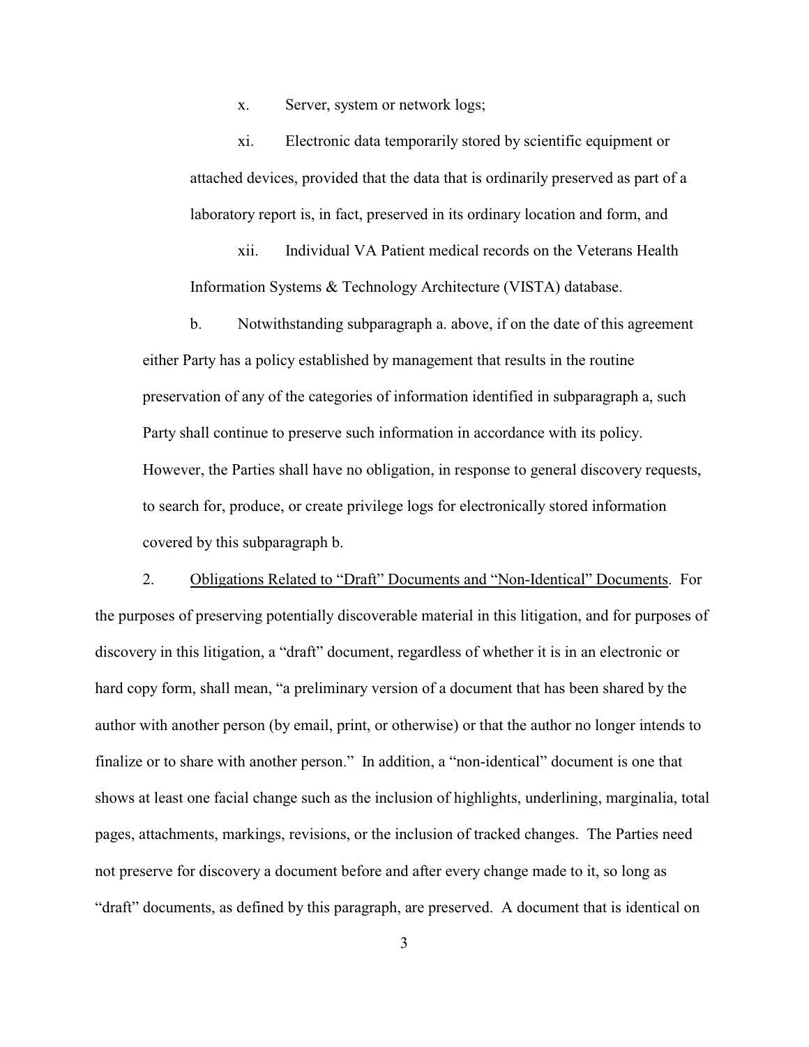x. Server, system or network logs;

xi. Electronic data temporarily stored by scientific equipment or attached devices, provided that the data that is ordinarily preserved as part of a laboratory report is, in fact, preserved in its ordinary location and form, and

xii. Individual VA Patient medical records on the Veterans Health Information Systems & Technology Architecture (VISTA) database.

b. Notwithstanding subparagraph a. above, if on the date of this agreement either Party has a policy established by management that results in the routine preservation of any of the categories of information identified in subparagraph a, such Party shall continue to preserve such information in accordance with its policy. However, the Parties shall have no obligation, in response to general discovery requests, to search for, produce, or create privilege logs for electronically stored information covered by this subparagraph b.

2. <u>Obligations Related to "Draft" Documents and "Non-Identical" Documents</u>. For the purposes of preserving potentially discoverable material in this litigation, and for purposes of discovery in this litigation, a "draft" document, regardless of whether it is in an electronic or hard copy form, shall mean, "a preliminary version of a document that has been shared by the author with another person (by email, print, or otherwise) or that the author no longer intends to finalize or to share with another person." In addition, a "non-identical" document is one that shows at least one facial change such as the inclusion of highlights, underlining, marginalia, total pages, attachments, markings, revisions, or the inclusion of tracked changes. The Parties need not preserve for discovery a document before and after every change made to it, so long as "draft" documents, as defined by this paragraph, are preserved. A document that is identical on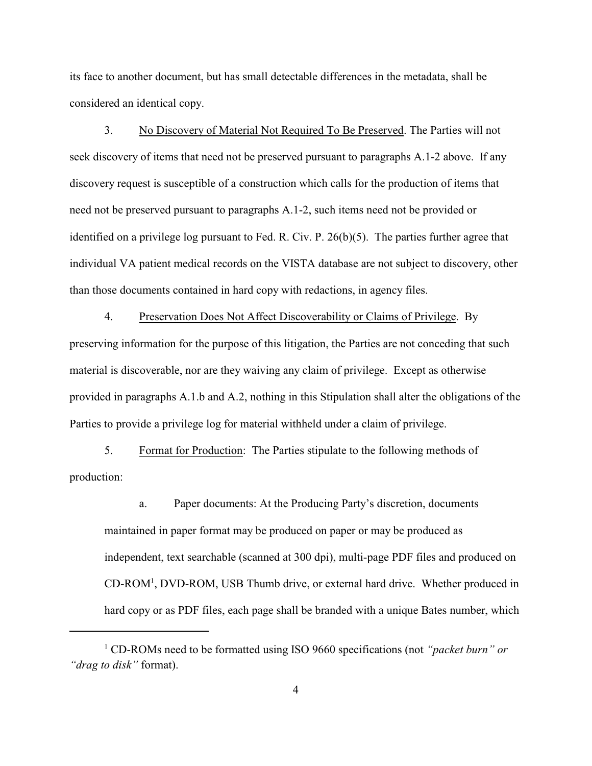its face to another document, but has small detectable differences in the metadata, shall be considered an identical copy.

3. No Discovery of Material Not Required To Be Preserved. The Parties will not seek discovery of items that need not be preserved pursuant to paragraphs A.1-2 above. If any discovery request is susceptible of a construction which calls for the production of items that need not be preserved pursuant to paragraphs A.1-2, such items need not be provided or identified on a privilege log pursuant to Fed. R. Civ. P. 26(b)(5). The parties further agree that individual VA patient medical records on the VISTA database are not subject to discovery, other than those documents contained in hard copy with redactions, in agency files.

4. Preservation Does Not Affect Discoverability or Claims of Privilege. By preserving information for the purpose of this litigation, the Parties are not conceding that such material is discoverable, nor are they waiving any claim of privilege. Except as otherwise provided in paragraphs A.1.b and A.2, nothing in this Stipulation shall alter the obligations of the Parties to provide a privilege log for material withheld under a claim of privilege.

5. Format for Production: The Parties stipulate to the following methods of production:

a. Paper documents: At the Producing Party's discretion, documents maintained in paper format may be produced on paper or may be produced as independent, text searchable (scanned at 300 dpi), multi-page PDF files and produced on CD-ROM[1], DVD-ROM, USB Thumb drive, or external hard drive. Whether produced in hard copy or as PDF files, each page shall be branded with a unique Bates number, which

---

[1] CD-ROMs need to be formatted using ISO 9660 specifications (not *"packet burn" or "drag to disk"* format).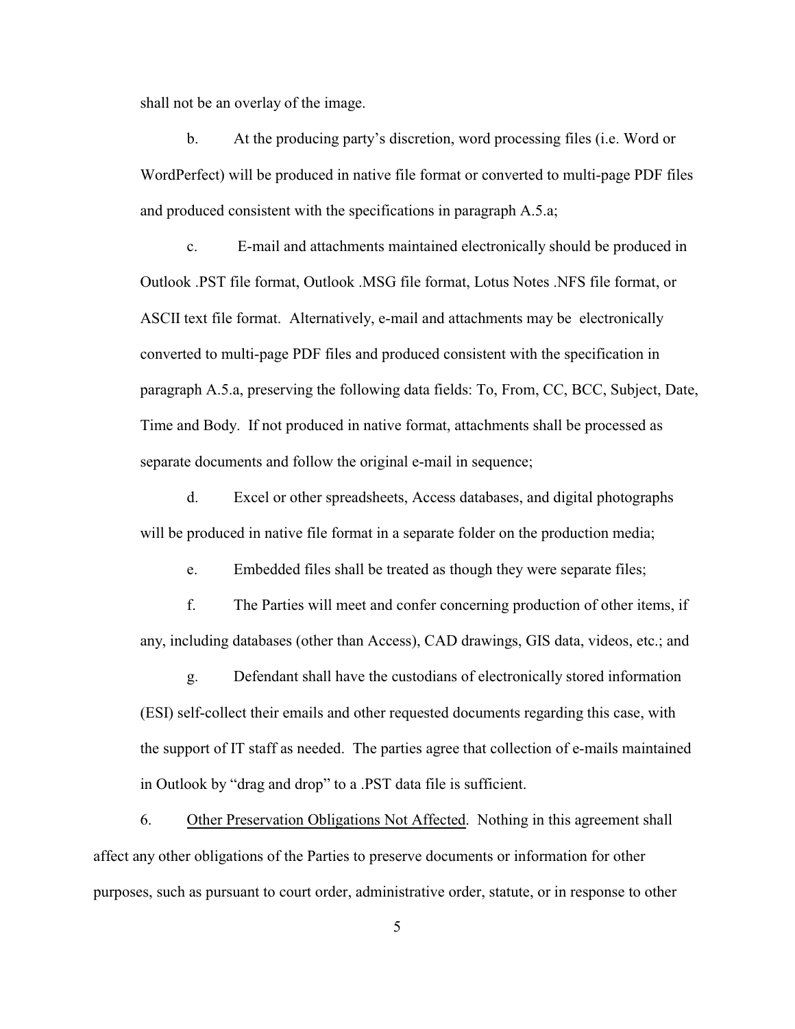shall not be an overlay of the image.

b. At the producing party's discretion, word processing files (i.e. Word or WordPerfect) will be produced in native file format or converted to multi-page PDF files and produced consistent with the specifications in paragraph A.5.a;

c. E-mail and attachments maintained electronically should be produced in Outlook .PST file format, Outlook .MSG file format, Lotus Notes .NFS file format, or ASCII text file format. Alternatively, e-mail and attachments may be electronically converted to multi-page PDF files and produced consistent with the specification in paragraph A.5.a, preserving the following data fields: To, From, CC, BCC, Subject, Date, Time and Body. If not produced in native format, attachments shall be processed as separate documents and follow the original e-mail in sequence;

d. Excel or other spreadsheets, Access databases, and digital photographs will be produced in native file format in a separate folder on the production media;

e. Embedded files shall be treated as though they were separate files;

f. The Parties will meet and confer concerning production of other items, if any, including databases (other than Access), CAD drawings, GIS data, videos, etc.; and

g. Defendant shall have the custodians of electronically stored information (ESI) self-collect their emails and other requested documents regarding this case, with the support of IT staff as needed. The parties agree that collection of e-mails maintained in Outlook by "drag and drop" to a .PST data file is sufficient.

6. Other Preservation Obligations Not Affected. Nothing in this agreement shall affect any other obligations of the Parties to preserve documents or information for other purposes, such as pursuant to court order, administrative order, statute, or in response to other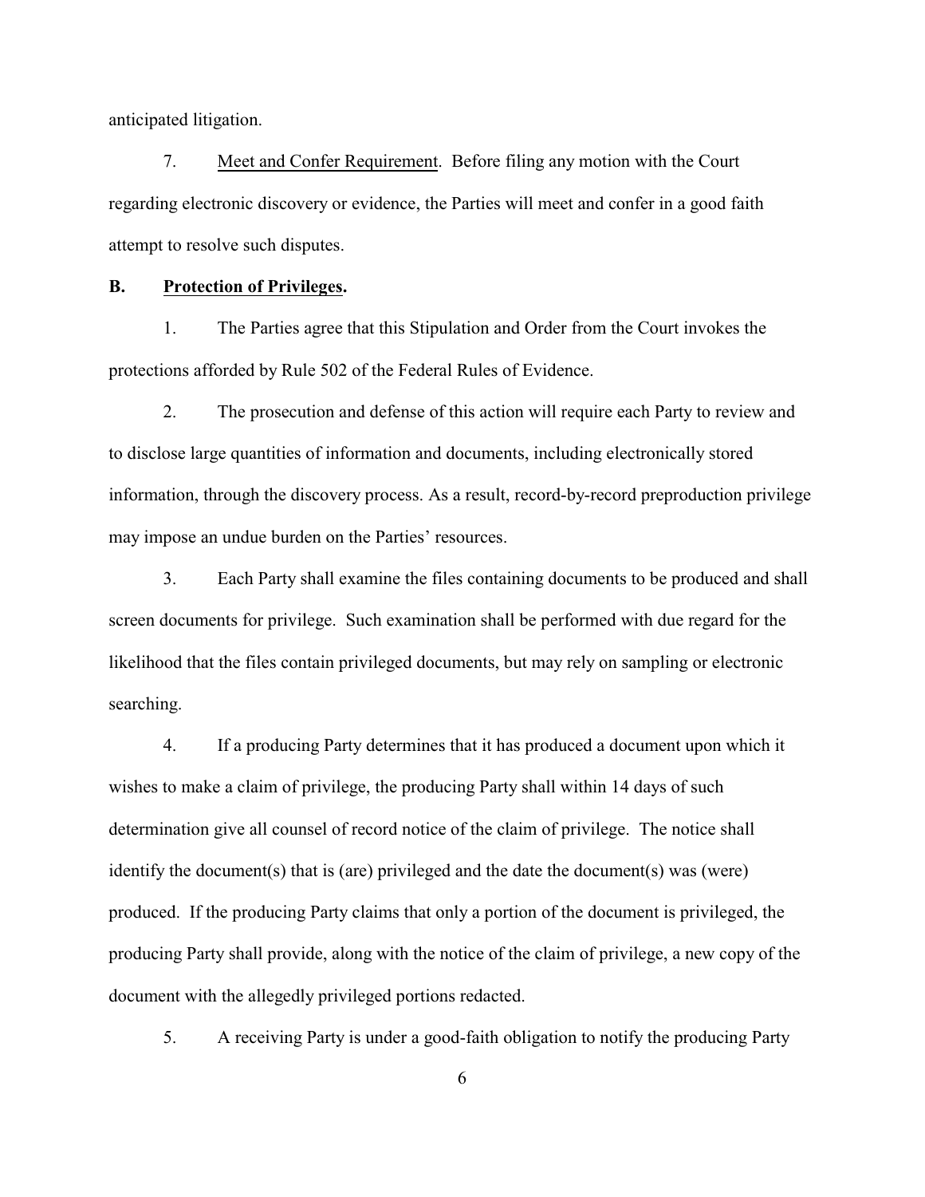anticipated litigation.

7. Meet and Confer Requirement. Before filing any motion with the Court regarding electronic discovery or evidence, the Parties will meet and confer in a good faith attempt to resolve such disputes.

**B. Protection of Privileges.**

1. The Parties agree that this Stipulation and Order from the Court invokes the protections afforded by Rule 502 of the Federal Rules of Evidence.

2. The prosecution and defense of this action will require each Party to review and to disclose large quantities of information and documents, including electronically stored information, through the discovery process. As a result, record-by-record preproduction privilege may impose an undue burden on the Parties' resources.

3. Each Party shall examine the files containing documents to be produced and shall screen documents for privilege. Such examination shall be performed with due regard for the likelihood that the files contain privileged documents, but may rely on sampling or electronic searching.

4. If a producing Party determines that it has produced a document upon which it wishes to make a claim of privilege, the producing Party shall within 14 days of such determination give all counsel of record notice of the claim of privilege. The notice shall identify the document(s) that is (are) privileged and the date the document(s) was (were) produced. If the producing Party claims that only a portion of the document is privileged, the producing Party shall provide, along with the notice of the claim of privilege, a new copy of the document with the allegedly privileged portions redacted.

5. A receiving Party is under a good-faith obligation to notify the producing Party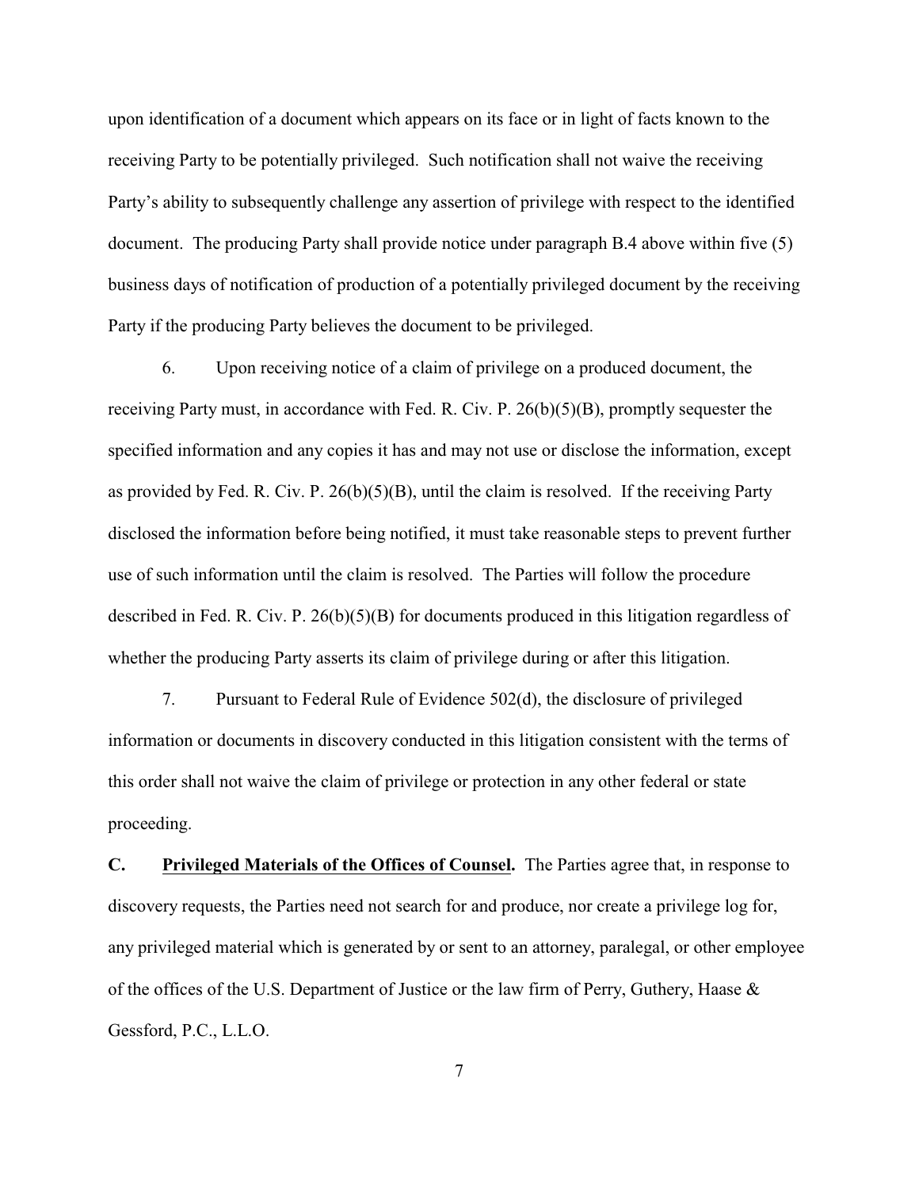upon identification of a document which appears on its face or in light of facts known to the receiving Party to be potentially privileged. Such notification shall not waive the receiving Party's ability to subsequently challenge any assertion of privilege with respect to the identified document. The producing Party shall provide notice under paragraph B.4 above within five (5) business days of notification of production of a potentially privileged document by the receiving Party if the producing Party believes the document to be privileged.

6. Upon receiving notice of a claim of privilege on a produced document, the receiving Party must, in accordance with Fed. R. Civ. P. 26(b)(5)(B), promptly sequester the specified information and any copies it has and may not use or disclose the information, except as provided by Fed. R. Civ. P. 26(b)(5)(B), until the claim is resolved. If the receiving Party disclosed the information before being notified, it must take reasonable steps to prevent further use of such information until the claim is resolved. The Parties will follow the procedure described in Fed. R. Civ. P. 26(b)(5)(B) for documents produced in this litigation regardless of whether the producing Party asserts its claim of privilege during or after this litigation.

7. Pursuant to Federal Rule of Evidence 502(d), the disclosure of privileged information or documents in discovery conducted in this litigation consistent with the terms of this order shall not waive the claim of privilege or protection in any other federal or state proceeding.

**C. <u>Privileged Materials of the Offices of Counsel</u>.** The Parties agree that, in response to discovery requests, the Parties need not search for and produce, nor create a privilege log for, any privileged material which is generated by or sent to an attorney, paralegal, or other employee of the offices of the U.S. Department of Justice or the law firm of Perry, Guthery, Haase & Gessford, P.C., L.L.O.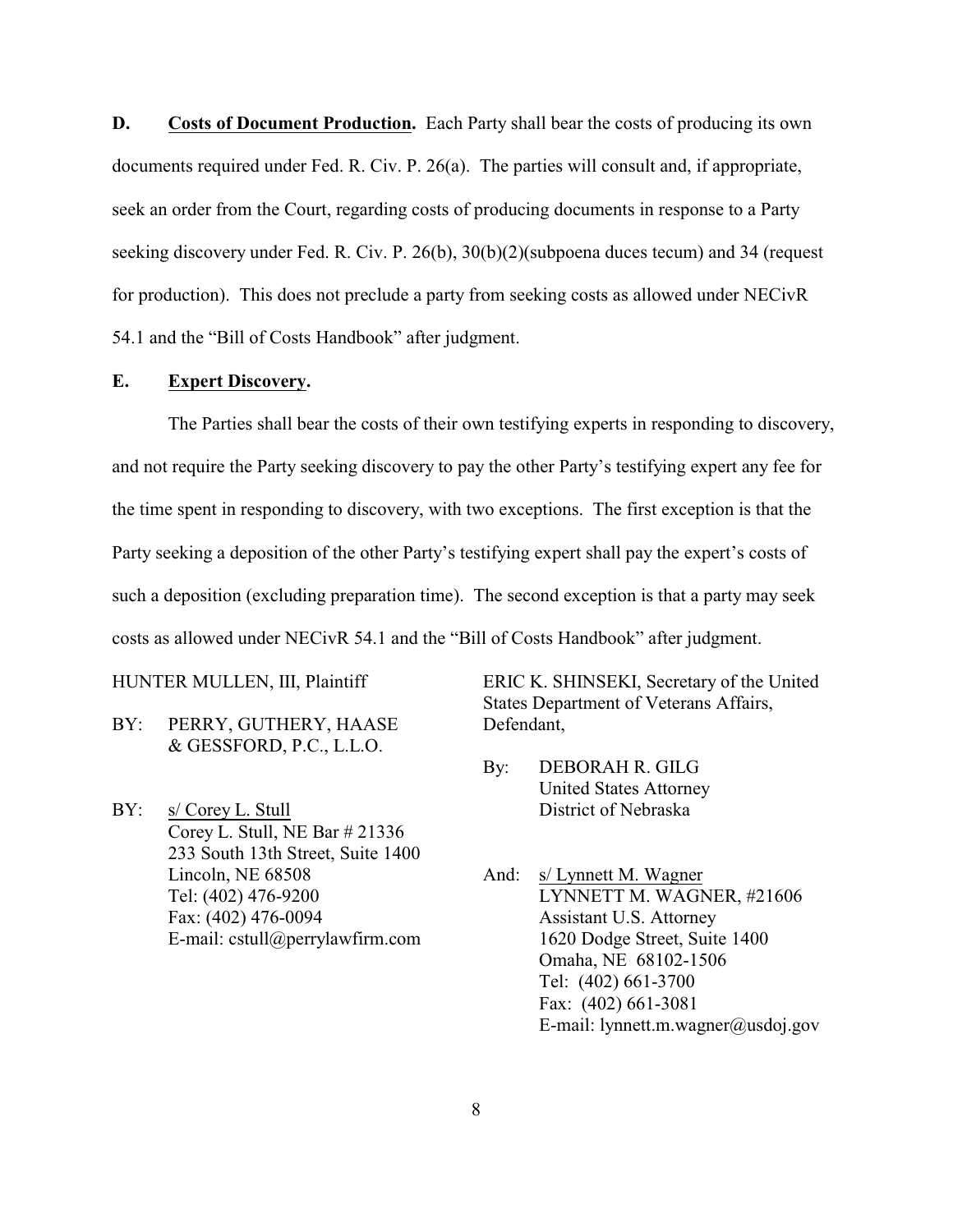**D. Costs of Document Production.** Each Party shall bear the costs of producing its own documents required under Fed. R. Civ. P. 26(a). The parties will consult and, if appropriate, seek an order from the Court, regarding costs of producing documents in response to a Party seeking discovery under Fed. R. Civ. P. 26(b), 30(b)(2)(subpoena duces tecum) and 34 (request for production). This does not preclude a party from seeking costs as allowed under NECivR 54.1 and the "Bill of Costs Handbook" after judgment.

**E. Expert Discovery.**

The Parties shall bear the costs of their own testifying experts in responding to discovery, and not require the Party seeking discovery to pay the other Party's testifying expert any fee for the time spent in responding to discovery, with two exceptions. The first exception is that the Party seeking a deposition of the other Party's testifying expert shall pay the expert's costs of such a deposition (excluding preparation time). The second exception is that a party may seek costs as allowed under NECivR 54.1 and the "Bill of Costs Handbook" after judgment.

HUNTER MULLEN, III, Plaintiff

BY: PERRY, GUTHERY, HAASE & GESSFORD, P.C., L.L.O.

BY: s/ Corey L. Stull
Corey L. Stull, NE Bar # 21336
233 South 13th Street, Suite 1400
Lincoln, NE 68508
Tel: (402) 476-9200
Fax: (402) 476-0094
E-mail: cstull@perrylawfirm.com

ERIC K. SHINSEKI, Secretary of the United States Department of Veterans Affairs, Defendant,

By: DEBORAH R. GILG
United States Attorney
District of Nebraska

And: s/ Lynnett M. Wagner
LYNNETT M. WAGNER, #21606
Assistant U.S. Attorney
1620 Dodge Street, Suite 1400
Omaha, NE 68102-1506
Tel: (402) 661-3700
Fax: (402) 661-3081
E-mail: lynnett.m.wagner@usdoj.gov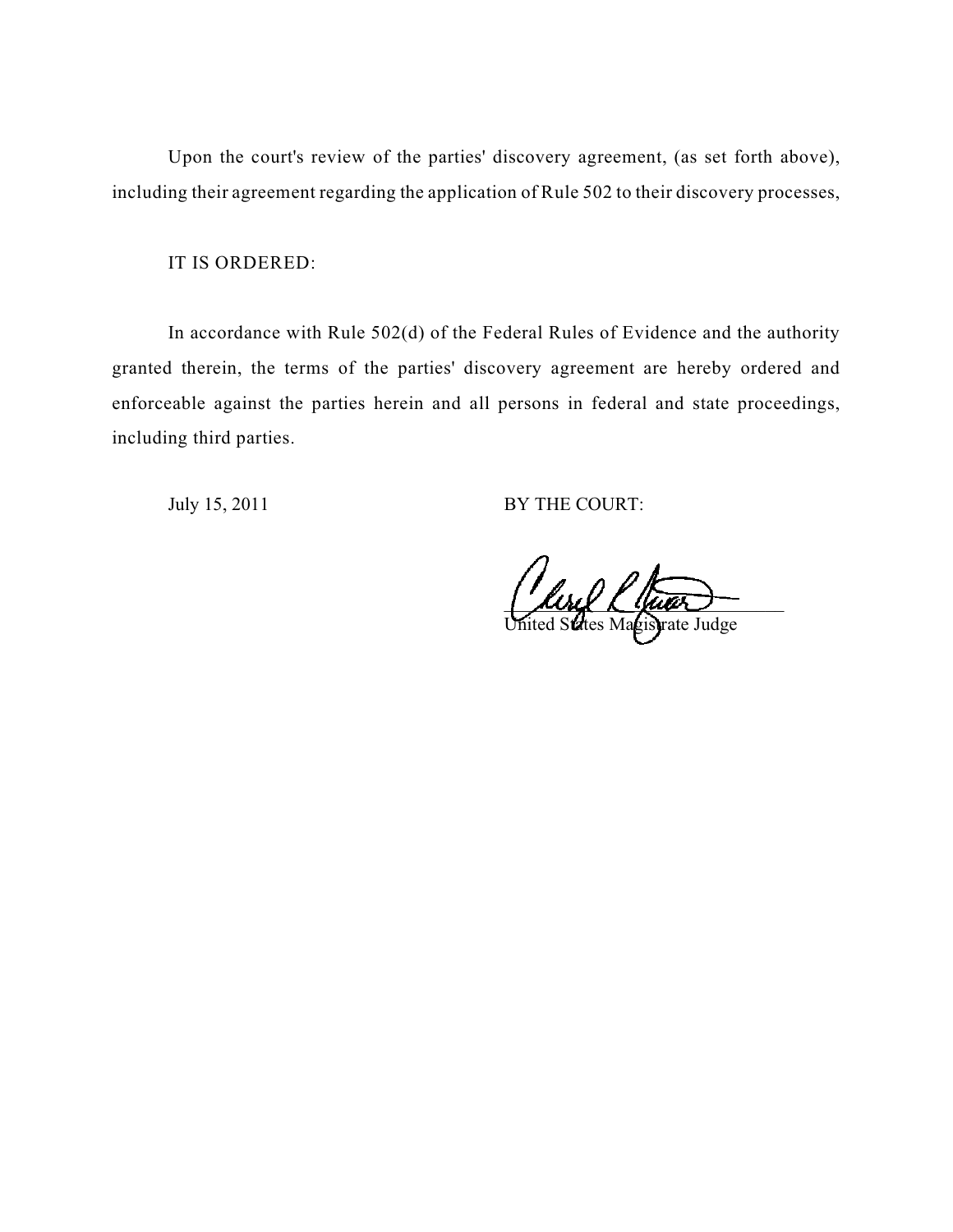Upon the court's review of the parties' discovery agreement, (as set forth above), including their agreement regarding the application of Rule 502 to their discovery processes,

IT IS ORDERED:

In accordance with Rule 502(d) of the Federal Rules of Evidence and the authority granted therein, the terms of the parties' discovery agreement are hereby ordered and enforceable against the parties herein and all persons in federal and state proceedings, including third parties.

July 15, 2011

BY THE COURT:

United States Magistrate Judge